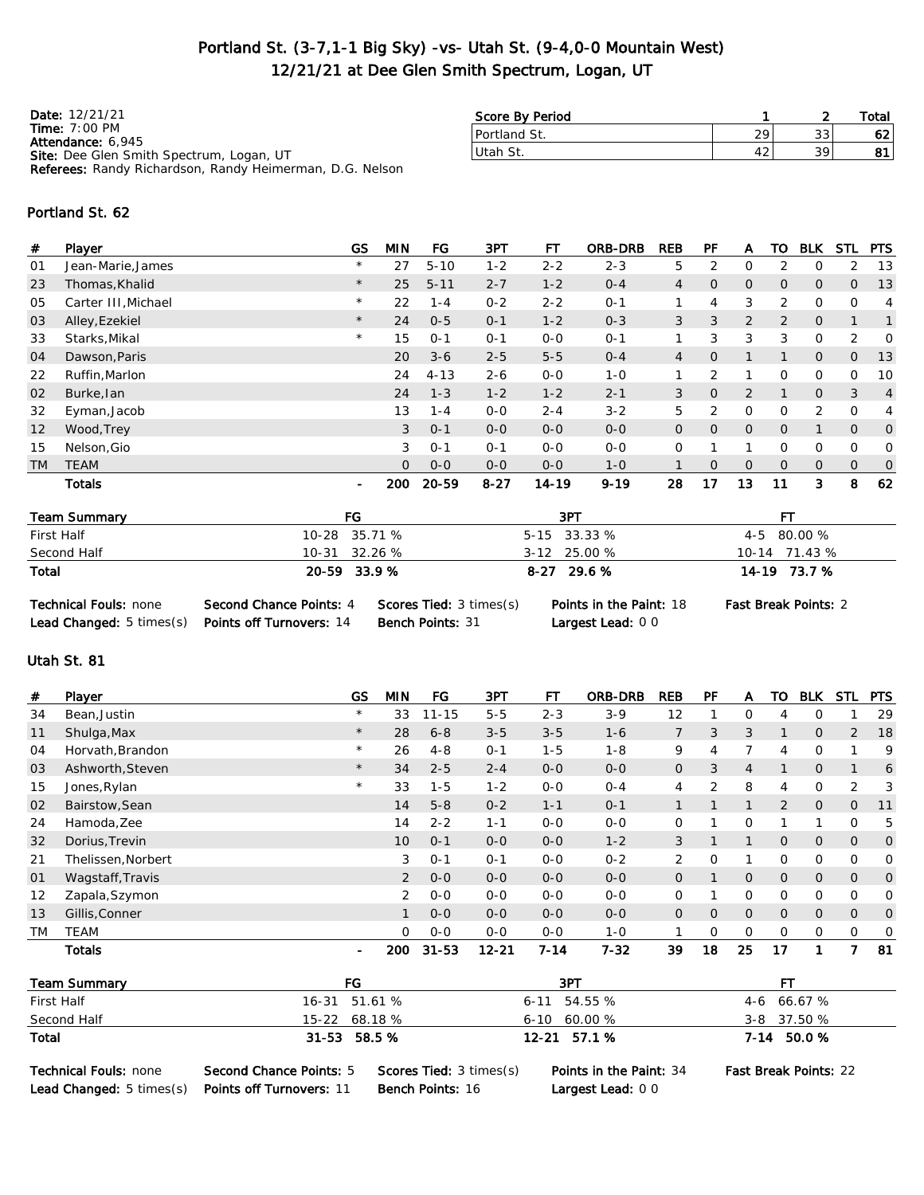# Portland St. (3-7,1-1 Big Sky) -vs- Utah St. (9-4,0-0 Mountain West)
## 12/21/21 at Dee Glen Smith Spectrum, Logan, UT

**Date:** 12/21/21
**Time:** 7:00 PM
**Attendance:** 6,945
**Site:** Dee Glen Smith Spectrum, Logan, UT
**Referees:** Randy Richardson, Randy Heimerman, D.G. Nelson

| Score By Period | 1 | 2 | Total |
|---|---|---|---|
| Portland St. | 29 | 33 | 62 |
| Utah St. | 42 | 39 | 81 |

### Portland St. 62

| # | Player | GS | MIN | FG | 3PT | FT | ORB-DRB | REB | PF | A | TO | BLK | STL | PTS |
|---|---|---|---|---|---|---|---|---|---|---|---|---|---|---|
| 01 | Jean-Marie,James | * | 27 | 5-10 | 1-2 | 2-2 | 2-3 | 5 | 2 | 0 | 2 | 0 | 2 | 13 |
| 23 | Thomas,Khalid | * | 25 | 5-11 | 2-7 | 1-2 | 0-4 | 4 | 0 | 0 | 0 | 0 | 0 | 13 |
| 05 | Carter III,Michael | * | 22 | 1-4 | 0-2 | 2-2 | 0-1 | 1 | 4 | 3 | 2 | 0 | 0 | 4 |
| 03 | Alley,Ezekiel | * | 24 | 0-5 | 0-1 | 1-2 | 0-3 | 3 | 3 | 2 | 2 | 0 | 1 | 1 |
| 33 | Starks,Mikal | * | 15 | 0-1 | 0-1 | 0-0 | 0-1 | 1 | 3 | 3 | 3 | 0 | 2 | 0 |
| 04 | Dawson,Paris | | 20 | 3-6 | 2-5 | 5-5 | 0-4 | 4 | 0 | 1 | 1 | 0 | 0 | 13 |
| 22 | Ruffin,Marlon | | 24 | 4-13 | 2-6 | 0-0 | 1-0 | 1 | 2 | 1 | 0 | 0 | 0 | 10 |
| 02 | Burke,Ian | | 24 | 1-3 | 1-2 | 1-2 | 2-1 | 3 | 0 | 2 | 1 | 0 | 3 | 4 |
| 32 | Eyman,Jacob | | 13 | 1-4 | 0-0 | 2-4 | 3-2 | 5 | 2 | 0 | 0 | 2 | 0 | 4 |
| 12 | Wood,Trey | | 3 | 0-1 | 0-0 | 0-0 | 0-0 | 0 | 0 | 0 | 0 | 1 | 0 | 0 |
| 15 | Nelson,Gio | | 3 | 0-1 | 0-1 | 0-0 | 0-0 | 0 | 1 | 1 | 0 | 0 | 0 | 0 |
| TM | TEAM | | 0 | 0-0 | 0-0 | 0-0 | 1-0 | 1 | 0 | 0 | 0 | 0 | 0 | 0 |
| | **Totals** | - | **200** | **20-59** | **8-27** | **14-19** | **9-19** | **28** | **17** | **13** | **11** | **3** | **8** | **62** |

| Team Summary | FG | 3PT | FT |
|---|---|---|---|
| First Half | 10-28 35.71 % | 5-15 33.33 % | 4-5 80.00 % |
| Second Half | 10-31 32.26 % | 3-12 25.00 % | 10-14 71.43 % |
| **Total** | **20-59 33.9 %** | **8-27 29.6 %** | **14-19 73.7 %** |

**Technical Fouls:** none **Second Chance Points:** 4 **Scores Tied:** 3 times(s) **Points in the Paint:** 18 **Fast Break Points:** 2
**Lead Changed:** 5 times(s) **Points off Turnovers:** 14 **Bench Points:** 31 **Largest Lead:** 0 0

### Utah St. 81

| # | Player | GS | MIN | FG | 3PT | FT | ORB-DRB | REB | PF | A | TO | BLK | STL | PTS |
|---|---|---|---|---|---|---|---|---|---|---|---|---|---|---|
| 34 | Bean,Justin | * | 33 | 11-15 | 5-5 | 2-3 | 3-9 | 12 | 1 | 0 | 4 | 0 | 1 | 29 |
| 11 | Shulga,Max | * | 28 | 6-8 | 3-5 | 3-5 | 1-6 | 7 | 3 | 3 | 1 | 0 | 2 | 18 |
| 04 | Horvath,Brandon | * | 26 | 4-8 | 0-1 | 1-5 | 1-8 | 9 | 4 | 7 | 4 | 0 | 1 | 9 |
| 03 | Ashworth,Steven | * | 34 | 2-5 | 2-4 | 0-0 | 0-0 | 0 | 3 | 4 | 1 | 0 | 1 | 6 |
| 15 | Jones,Rylan | * | 33 | 1-5 | 1-2 | 0-0 | 0-4 | 4 | 2 | 8 | 4 | 0 | 2 | 3 |
| 02 | Bairstow,Sean | | 14 | 5-8 | 0-2 | 1-1 | 0-1 | 1 | 1 | 1 | 2 | 0 | 0 | 11 |
| 24 | Hamoda,Zee | | 14 | 2-2 | 1-1 | 0-0 | 0-0 | 0 | 1 | 0 | 1 | 1 | 0 | 5 |
| 32 | Dorius,Trevin | | 10 | 0-1 | 0-0 | 0-0 | 1-2 | 3 | 1 | 1 | 0 | 0 | 0 | 0 |
| 21 | Thelissen,Norbert | | 3 | 0-1 | 0-1 | 0-0 | 0-2 | 2 | 0 | 1 | 0 | 0 | 0 | 0 |
| 01 | Wagstaff,Travis | | 2 | 0-0 | 0-0 | 0-0 | 0-0 | 0 | 1 | 0 | 0 | 0 | 0 | 0 |
| 12 | Zapala,Szymon | | 2 | 0-0 | 0-0 | 0-0 | 0-0 | 0 | 1 | 0 | 0 | 0 | 0 | 0 |
| 13 | Gillis,Conner | | 1 | 0-0 | 0-0 | 0-0 | 0-0 | 0 | 0 | 0 | 0 | 0 | 0 | 0 |
| TM | TEAM | | 0 | 0-0 | 0-0 | 0-0 | 1-0 | 1 | 0 | 0 | 0 | 0 | 0 | 0 |
| | **Totals** | - | **200** | **31-53** | **12-21** | **7-14** | **7-32** | **39** | **18** | **25** | **17** | **1** | **7** | **81** |

| Team Summary | FG | 3PT | FT |
|---|---|---|---|
| First Half | 16-31 51.61 % | 6-11 54.55 % | 4-6 66.67 % |
| Second Half | 15-22 68.18 % | 6-10 60.00 % | 3-8 37.50 % |
| **Total** | **31-53 58.5 %** | **12-21 57.1 %** | **7-14 50.0 %** |

**Technical Fouls:** none **Second Chance Points:** 5 **Scores Tied:** 3 times(s) **Points in the Paint:** 34 **Fast Break Points:** 22
**Lead Changed:** 5 times(s) **Points off Turnovers:** 11 **Bench Points:** 16 **Largest Lead:** 0 0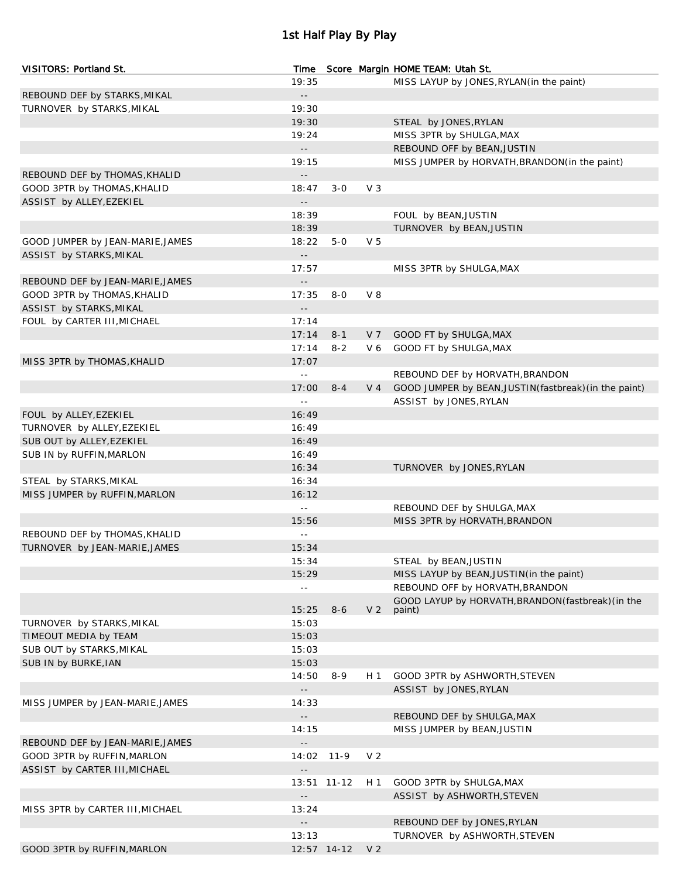# 1st Half Play By Play

| VISITORS: Portland St. | Time | Score | Margin | HOME TEAM: Utah St. |
|---|---|---|---|---|
| | 19:35 | | | MISS LAYUP by JONES,RYLAN(in the paint) |
| REBOUND DEF by STARKS,MIKAL | -- | | | |
| TURNOVER by STARKS,MIKAL | 19:30 | | | |
| | 19:30 | | | STEAL by JONES,RYLAN |
| | 19:24 | | | MISS 3PTR by SHULGA,MAX |
| | -- | | | REBOUND OFF by BEAN,JUSTIN |
| | 19:15 | | | MISS JUMPER by HORVATH,BRANDON(in the paint) |
| REBOUND DEF by THOMAS,KHALID | -- | | | |
| GOOD 3PTR by THOMAS,KHALID | 18:47 | 3-0 | V 3 | |
| ASSIST by ALLEY,EZEKIEL | -- | | | |
| | 18:39 | | | FOUL by BEAN,JUSTIN |
| | 18:39 | | | TURNOVER by BEAN,JUSTIN |
| GOOD JUMPER by JEAN-MARIE,JAMES | 18:22 | 5-0 | V 5 | |
| ASSIST by STARKS,MIKAL | -- | | | |
| | 17:57 | | | MISS 3PTR by SHULGA,MAX |
| REBOUND DEF by JEAN-MARIE,JAMES | -- | | | |
| GOOD 3PTR by THOMAS,KHALID | 17:35 | 8-0 | V 8 | |
| ASSIST by STARKS,MIKAL | -- | | | |
| FOUL by CARTER III,MICHAEL | 17:14 | | | |
| | 17:14 | 8-1 | V 7 | GOOD FT by SHULGA,MAX |
| | 17:14 | 8-2 | V 6 | GOOD FT by SHULGA,MAX |
| MISS 3PTR by THOMAS,KHALID | 17:07 | | | |
| | -- | | | REBOUND DEF by HORVATH,BRANDON |
| | 17:00 | 8-4 | V 4 | GOOD JUMPER by BEAN,JUSTIN(fastbreak)(in the paint) |
| | -- | | | ASSIST by JONES,RYLAN |
| FOUL by ALLEY,EZEKIEL | 16:49 | | | |
| TURNOVER by ALLEY,EZEKIEL | 16:49 | | | |
| SUB OUT by ALLEY,EZEKIEL | 16:49 | | | |
| SUB IN by RUFFIN,MARLON | 16:49 | | | |
| | 16:34 | | | TURNOVER by JONES,RYLAN |
| STEAL by STARKS,MIKAL | 16:34 | | | |
| MISS JUMPER by RUFFIN,MARLON | 16:12 | | | |
| | -- | | | REBOUND DEF by SHULGA,MAX |
| | 15:56 | | | MISS 3PTR by HORVATH,BRANDON |
| REBOUND DEF by THOMAS,KHALID | -- | | | |
| TURNOVER by JEAN-MARIE,JAMES | 15:34 | | | |
| | 15:34 | | | STEAL by BEAN,JUSTIN |
| | 15:29 | | | MISS LAYUP by BEAN,JUSTIN(in the paint) |
| | -- | | | REBOUND OFF by HORVATH,BRANDON |
| | 15:25 | 8-6 | V 2 | GOOD LAYUP by HORVATH,BRANDON(fastbreak)(in the paint) |
| TURNOVER by STARKS,MIKAL | 15:03 | | | |
| TIMEOUT MEDIA by TEAM | 15:03 | | | |
| SUB OUT by STARKS,MIKAL | 15:03 | | | |
| SUB IN by BURKE,IAN | 15:03 | | | |
| | 14:50 | 8-9 | H 1 | GOOD 3PTR by ASHWORTH,STEVEN |
| | -- | | | ASSIST by JONES,RYLAN |
| MISS JUMPER by JEAN-MARIE,JAMES | 14:33 | | | |
| | -- | | | REBOUND DEF by SHULGA,MAX |
| | 14:15 | | | MISS JUMPER by BEAN,JUSTIN |
| REBOUND DEF by JEAN-MARIE,JAMES | -- | | | |
| GOOD 3PTR by RUFFIN,MARLON | 14:02 | 11-9 | V 2 | |
| ASSIST by CARTER III,MICHAEL | -- | | | |
| | 13:51 | 11-12 | H 1 | GOOD 3PTR by SHULGA,MAX |
| | -- | | | ASSIST by ASHWORTH,STEVEN |
| MISS 3PTR by CARTER III,MICHAEL | 13:24 | | | |
| | -- | | | REBOUND DEF by JONES,RYLAN |
| | 13:13 | | | TURNOVER by ASHWORTH,STEVEN |
| GOOD 3PTR by RUFFIN,MARLON | 12:57 | 14-12 | V 2 | |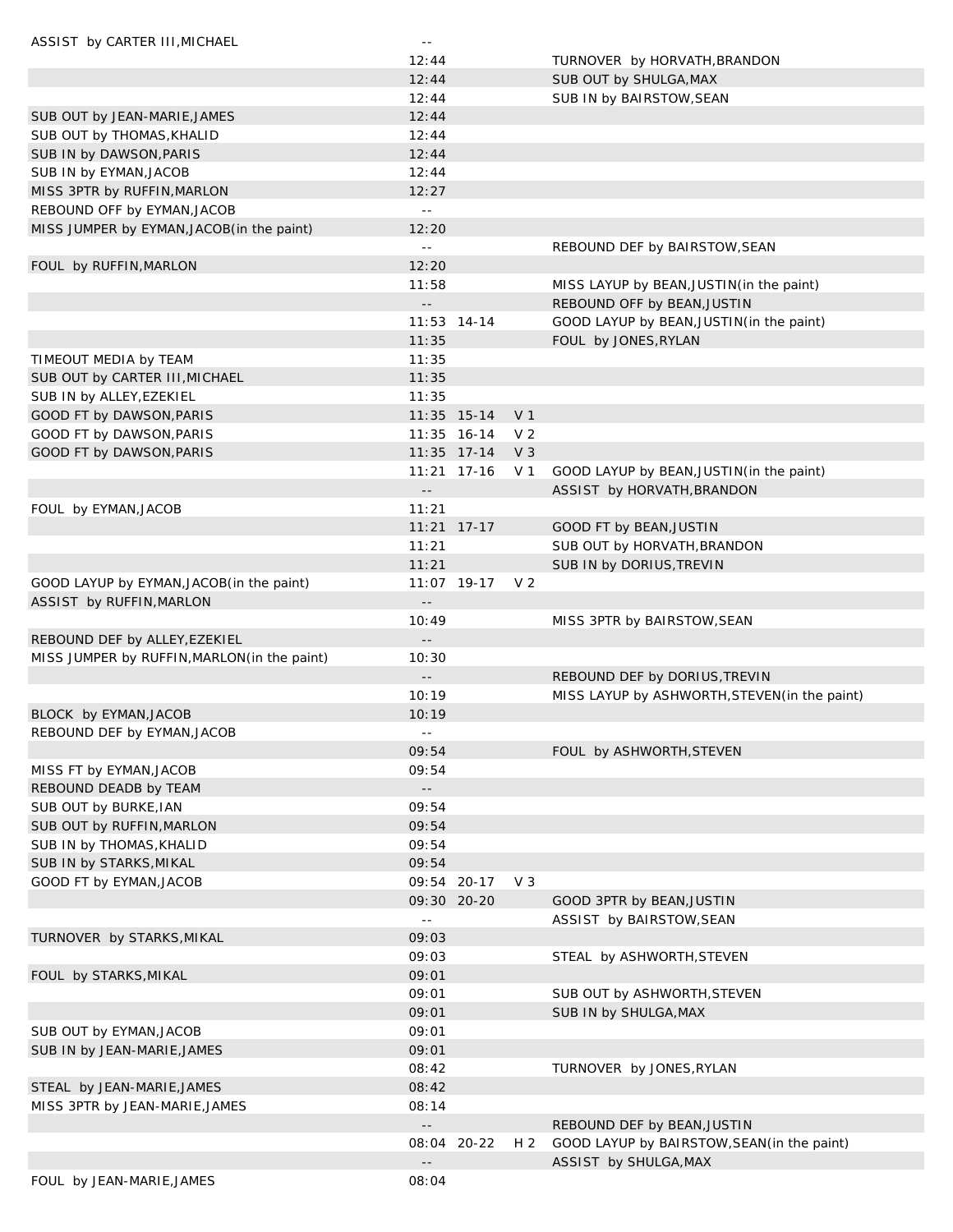| Visitor | Time | Score | Lead | Home |
|---|---|---|---|---|
| ASSIST by CARTER III,MICHAEL | -- | | | |
| | 12:44 | | | TURNOVER by HORVATH,BRANDON |
| | 12:44 | | | SUB OUT by SHULGA,MAX |
| | 12:44 | | | SUB IN by BAIRSTOW,SEAN |
| SUB OUT by JEAN-MARIE,JAMES | 12:44 | | | |
| SUB OUT by THOMAS,KHALID | 12:44 | | | |
| SUB IN by DAWSON,PARIS | 12:44 | | | |
| SUB IN by EYMAN,JACOB | 12:44 | | | |
| MISS 3PTR by RUFFIN,MARLON | 12:27 | | | |
| REBOUND OFF by EYMAN,JACOB | -- | | | |
| MISS JUMPER by EYMAN,JACOB(in the paint) | 12:20 | | | |
| | -- | | | REBOUND DEF by BAIRSTOW,SEAN |
| FOUL by RUFFIN,MARLON | 12:20 | | | |
| | 11:58 | | | MISS LAYUP by BEAN,JUSTIN(in the paint) |
| | -- | | | REBOUND OFF by BEAN,JUSTIN |
| | 11:53 | 14-14 | | GOOD LAYUP by BEAN,JUSTIN(in the paint) |
| | 11:35 | | | FOUL by JONES,RYLAN |
| TIMEOUT MEDIA by TEAM | 11:35 | | | |
| SUB OUT by CARTER III,MICHAEL | 11:35 | | | |
| SUB IN by ALLEY,EZEKIEL | 11:35 | | | |
| GOOD FT by DAWSON,PARIS | 11:35 | 15-14 | V 1 | |
| GOOD FT by DAWSON,PARIS | 11:35 | 16-14 | V 2 | |
| GOOD FT by DAWSON,PARIS | 11:35 | 17-14 | V 3 | |
| | 11:21 | 17-16 | V 1 | GOOD LAYUP by BEAN,JUSTIN(in the paint) |
| | -- | | | ASSIST by HORVATH,BRANDON |
| FOUL by EYMAN,JACOB | 11:21 | | | |
| | 11:21 | 17-17 | | GOOD FT by BEAN,JUSTIN |
| | 11:21 | | | SUB OUT by HORVATH,BRANDON |
| | 11:21 | | | SUB IN by DORIUS,TREVIN |
| GOOD LAYUP by EYMAN,JACOB(in the paint) | 11:07 | 19-17 | V 2 | |
| ASSIST by RUFFIN,MARLON | -- | | | |
| | 10:49 | | | MISS 3PTR by BAIRSTOW,SEAN |
| REBOUND DEF by ALLEY,EZEKIEL | -- | | | |
| MISS JUMPER by RUFFIN,MARLON(in the paint) | 10:30 | | | |
| | -- | | | REBOUND DEF by DORIUS,TREVIN |
| | 10:19 | | | MISS LAYUP by ASHWORTH,STEVEN(in the paint) |
| BLOCK by EYMAN,JACOB | 10:19 | | | |
| REBOUND DEF by EYMAN,JACOB | -- | | | |
| | 09:54 | | | FOUL by ASHWORTH,STEVEN |
| MISS FT by EYMAN,JACOB | 09:54 | | | |
| REBOUND DEADB by TEAM | -- | | | |
| SUB OUT by BURKE,IAN | 09:54 | | | |
| SUB OUT by RUFFIN,MARLON | 09:54 | | | |
| SUB IN by THOMAS,KHALID | 09:54 | | | |
| SUB IN by STARKS,MIKAL | 09:54 | | | |
| GOOD FT by EYMAN,JACOB | 09:54 | 20-17 | V 3 | |
| | 09:30 | 20-20 | | GOOD 3PTR by BEAN,JUSTIN |
| | -- | | | ASSIST by BAIRSTOW,SEAN |
| TURNOVER by STARKS,MIKAL | 09:03 | | | |
| | 09:03 | | | STEAL by ASHWORTH,STEVEN |
| FOUL by STARKS,MIKAL | 09:01 | | | |
| | 09:01 | | | SUB OUT by ASHWORTH,STEVEN |
| | 09:01 | | | SUB IN by SHULGA,MAX |
| SUB OUT by EYMAN,JACOB | 09:01 | | | |
| SUB IN by JEAN-MARIE,JAMES | 09:01 | | | |
| | 08:42 | | | TURNOVER by JONES,RYLAN |
| STEAL by JEAN-MARIE,JAMES | 08:42 | | | |
| MISS 3PTR by JEAN-MARIE,JAMES | 08:14 | | | |
| | -- | | | REBOUND DEF by BEAN,JUSTIN |
| | 08:04 | 20-22 | H 2 | GOOD LAYUP by BAIRSTOW,SEAN(in the paint) |
| | -- | | | ASSIST by SHULGA,MAX |
| FOUL by JEAN-MARIE,JAMES | 08:04 | | | |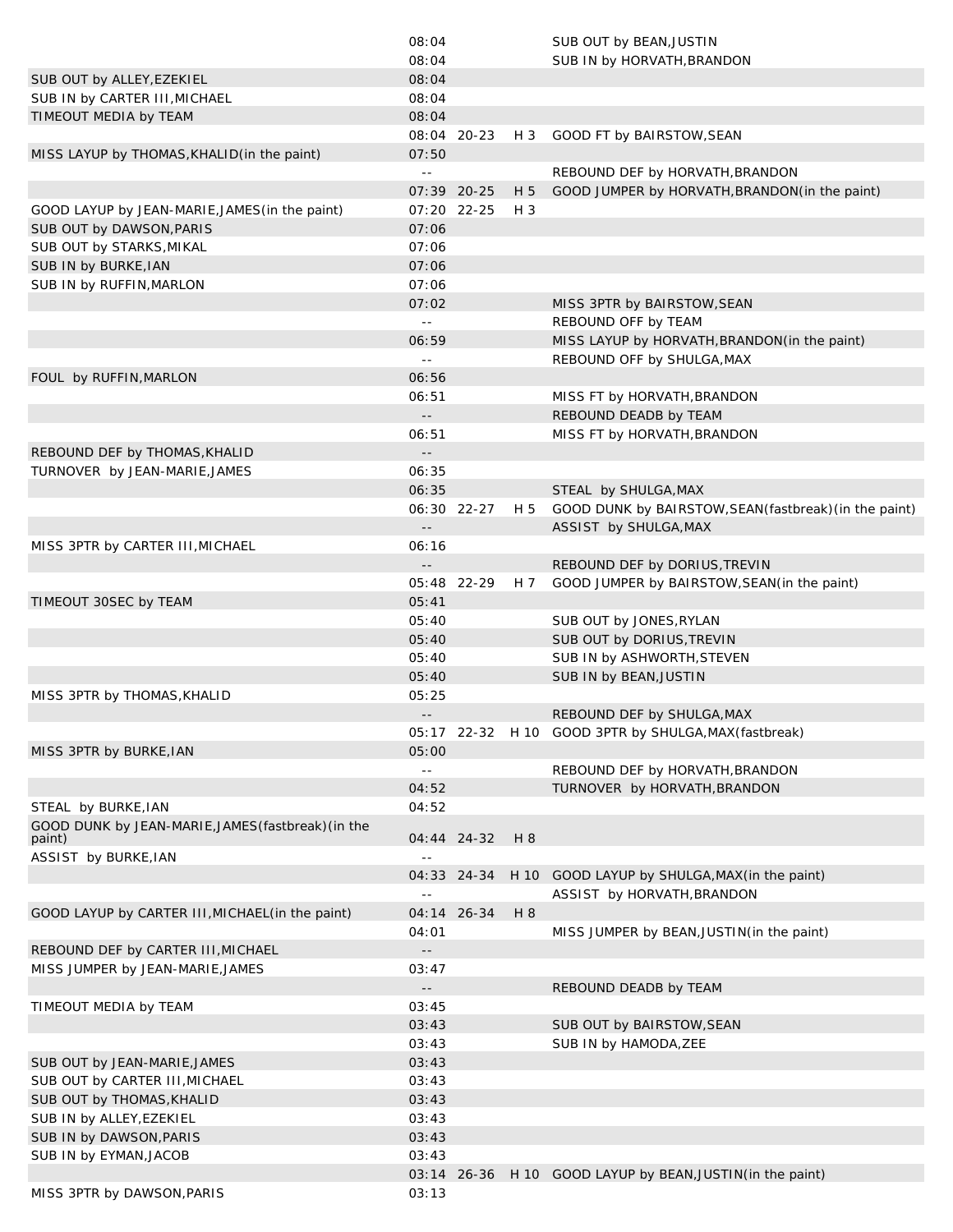| | | | | |
|---|---|---|---|---|
| | 08:04 | | | SUB OUT by BEAN,JUSTIN |
| | 08:04 | | | SUB IN by HORVATH,BRANDON |
| SUB OUT by ALLEY,EZEKIEL | 08:04 | | | |
| SUB IN by CARTER III,MICHAEL | 08:04 | | | |
| TIMEOUT MEDIA by TEAM | 08:04 | | | |
| | 08:04 | 20-23 | H 3 | GOOD FT by BAIRSTOW,SEAN |
| MISS LAYUP by THOMAS,KHALID(in the paint) | 07:50 | | | |
| | -- | | | REBOUND DEF by HORVATH,BRANDON |
| | 07:39 | 20-25 | H 5 | GOOD JUMPER by HORVATH,BRANDON(in the paint) |
| GOOD LAYUP by JEAN-MARIE,JAMES(in the paint) | 07:20 | 22-25 | H 3 | |
| SUB OUT by DAWSON,PARIS | 07:06 | | | |
| SUB OUT by STARKS,MIKAL | 07:06 | | | |
| SUB IN by BURKE,IAN | 07:06 | | | |
| SUB IN by RUFFIN,MARLON | 07:06 | | | |
| | 07:02 | | | MISS 3PTR by BAIRSTOW,SEAN |
| | -- | | | REBOUND OFF by TEAM |
| | 06:59 | | | MISS LAYUP by HORVATH,BRANDON(in the paint) |
| | -- | | | REBOUND OFF by SHULGA,MAX |
| FOUL by RUFFIN,MARLON | 06:56 | | | |
| | 06:51 | | | MISS FT by HORVATH,BRANDON |
| | -- | | | REBOUND DEADB by TEAM |
| | 06:51 | | | MISS FT by HORVATH,BRANDON |
| REBOUND DEF by THOMAS,KHALID | -- | | | |
| TURNOVER by JEAN-MARIE,JAMES | 06:35 | | | |
| | 06:35 | | | STEAL by SHULGA,MAX |
| | 06:30 | 22-27 | H 5 | GOOD DUNK by BAIRSTOW,SEAN(fastbreak)(in the paint) |
| | -- | | | ASSIST by SHULGA,MAX |
| MISS 3PTR by CARTER III,MICHAEL | 06:16 | | | |
| | -- | | | REBOUND DEF by DORIUS,TREVIN |
| | 05:48 | 22-29 | H 7 | GOOD JUMPER by BAIRSTOW,SEAN(in the paint) |
| TIMEOUT 30SEC by TEAM | 05:41 | | | |
| | 05:40 | | | SUB OUT by JONES,RYLAN |
| | 05:40 | | | SUB OUT by DORIUS,TREVIN |
| | 05:40 | | | SUB IN by ASHWORTH,STEVEN |
| | 05:40 | | | SUB IN by BEAN,JUSTIN |
| MISS 3PTR by THOMAS,KHALID | 05:25 | | | |
| | -- | | | REBOUND DEF by SHULGA,MAX |
| | 05:17 | 22-32 | H 10 | GOOD 3PTR by SHULGA,MAX(fastbreak) |
| MISS 3PTR by BURKE,IAN | 05:00 | | | |
| | -- | | | REBOUND DEF by HORVATH,BRANDON |
| | 04:52 | | | TURNOVER by HORVATH,BRANDON |
| STEAL by BURKE,IAN | 04:52 | | | |
| GOOD DUNK by JEAN-MARIE,JAMES(fastbreak)(in the paint) | 04:44 | 24-32 | H 8 | |
| ASSIST by BURKE,IAN | -- | | | |
| | 04:33 | 24-34 | H 10 | GOOD LAYUP by SHULGA,MAX(in the paint) |
| | -- | | | ASSIST by HORVATH,BRANDON |
| GOOD LAYUP by CARTER III,MICHAEL(in the paint) | 04:14 | 26-34 | H 8 | |
| | 04:01 | | | MISS JUMPER by BEAN,JUSTIN(in the paint) |
| REBOUND DEF by CARTER III,MICHAEL | -- | | | |
| MISS JUMPER by JEAN-MARIE,JAMES | 03:47 | | | |
| | -- | | | REBOUND DEADB by TEAM |
| TIMEOUT MEDIA by TEAM | 03:45 | | | |
| | 03:43 | | | SUB OUT by BAIRSTOW,SEAN |
| | 03:43 | | | SUB IN by HAMODA,ZEE |
| SUB OUT by JEAN-MARIE,JAMES | 03:43 | | | |
| SUB OUT by CARTER III,MICHAEL | 03:43 | | | |
| SUB OUT by THOMAS,KHALID | 03:43 | | | |
| SUB IN by ALLEY,EZEKIEL | 03:43 | | | |
| SUB IN by DAWSON,PARIS | 03:43 | | | |
| SUB IN by EYMAN,JACOB | 03:43 | | | |
| | 03:14 | 26-36 | H 10 | GOOD LAYUP by BEAN,JUSTIN(in the paint) |
| MISS 3PTR by DAWSON,PARIS | 03:13 | | | |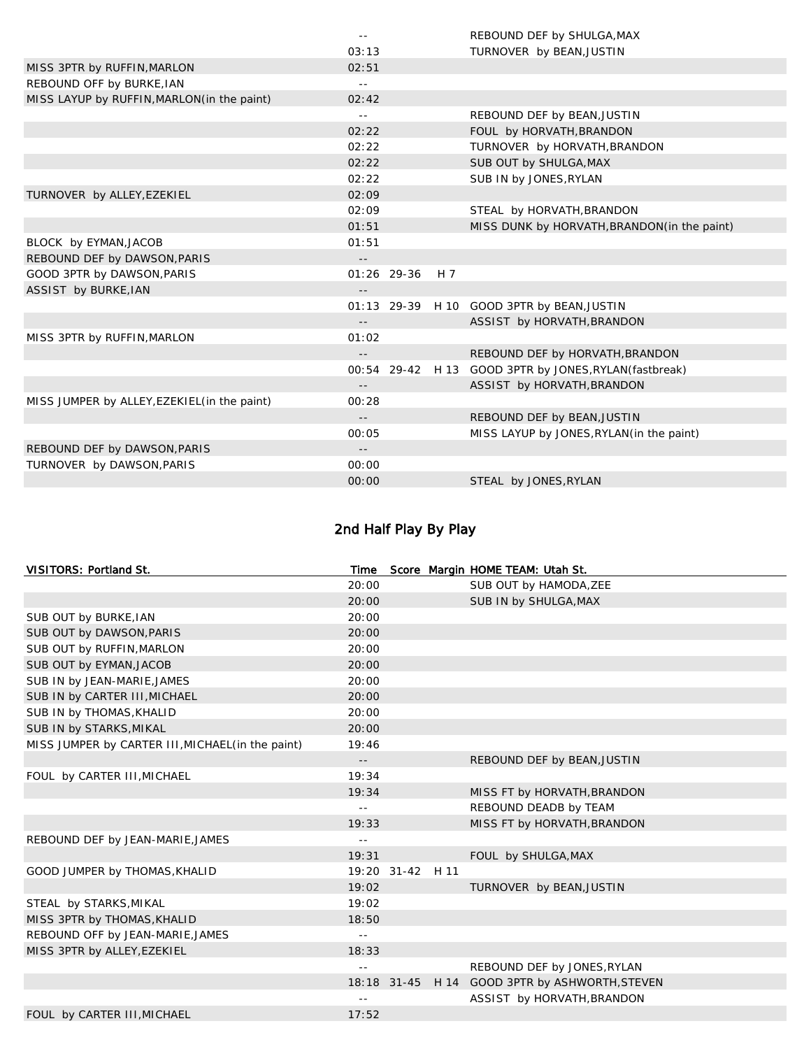| | | | | |
|---|---|---|---|---|
| | -- | | | REBOUND DEF by SHULGA,MAX |
| | 03:13 | | | TURNOVER by BEAN,JUSTIN |
| MISS 3PTR by RUFFIN,MARLON | 02:51 | | | |
| REBOUND OFF by BURKE,IAN | -- | | | |
| MISS LAYUP by RUFFIN,MARLON(in the paint) | 02:42 | | | |
| | -- | | | REBOUND DEF by BEAN,JUSTIN |
| | 02:22 | | | FOUL by HORVATH,BRANDON |
| | 02:22 | | | TURNOVER by HORVATH,BRANDON |
| | 02:22 | | | SUB OUT by SHULGA,MAX |
| | 02:22 | | | SUB IN by JONES,RYLAN |
| TURNOVER by ALLEY,EZEKIEL | 02:09 | | | |
| | 02:09 | | | STEAL by HORVATH,BRANDON |
| | 01:51 | | | MISS DUNK by HORVATH,BRANDON(in the paint) |
| BLOCK by EYMAN,JACOB | 01:51 | | | |
| REBOUND DEF by DAWSON,PARIS | -- | | | |
| GOOD 3PTR by DAWSON,PARIS | 01:26 | 29-36 | H 7 | |
| ASSIST by BURKE,IAN | -- | | | |
| | 01:13 | 29-39 | H 10 | GOOD 3PTR by BEAN,JUSTIN |
| | -- | | | ASSIST by HORVATH,BRANDON |
| MISS 3PTR by RUFFIN,MARLON | 01:02 | | | |
| | -- | | | REBOUND DEF by HORVATH,BRANDON |
| | 00:54 | 29-42 | H 13 | GOOD 3PTR by JONES,RYLAN(fastbreak) |
| | -- | | | ASSIST by HORVATH,BRANDON |
| MISS JUMPER by ALLEY,EZEKIEL(in the paint) | 00:28 | | | |
| | -- | | | REBOUND DEF by BEAN,JUSTIN |
| | 00:05 | | | MISS LAYUP by JONES,RYLAN(in the paint) |
| REBOUND DEF by DAWSON,PARIS | -- | | | |
| TURNOVER by DAWSON,PARIS | 00:00 | | | |
| | 00:00 | | | STEAL by JONES,RYLAN |

## 2nd Half Play By Play

| VISITORS: Portland St. | Time | Score | Margin | HOME TEAM: Utah St. |
|---|---|---|---|---|
| | 20:00 | | | SUB OUT by HAMODA,ZEE |
| | 20:00 | | | SUB IN by SHULGA,MAX |
| SUB OUT by BURKE,IAN | 20:00 | | | |
| SUB OUT by DAWSON,PARIS | 20:00 | | | |
| SUB OUT by RUFFIN,MARLON | 20:00 | | | |
| SUB OUT by EYMAN,JACOB | 20:00 | | | |
| SUB IN by JEAN-MARIE,JAMES | 20:00 | | | |
| SUB IN by CARTER III,MICHAEL | 20:00 | | | |
| SUB IN by THOMAS,KHALID | 20:00 | | | |
| SUB IN by STARKS,MIKAL | 20:00 | | | |
| MISS JUMPER by CARTER III,MICHAEL(in the paint) | 19:46 | | | |
| | -- | | | REBOUND DEF by BEAN,JUSTIN |
| FOUL by CARTER III,MICHAEL | 19:34 | | | |
| | 19:34 | | | MISS FT by HORVATH,BRANDON |
| | -- | | | REBOUND DEADB by TEAM |
| | 19:33 | | | MISS FT by HORVATH,BRANDON |
| REBOUND DEF by JEAN-MARIE,JAMES | -- | | | |
| | 19:31 | | | FOUL by SHULGA,MAX |
| GOOD JUMPER by THOMAS,KHALID | 19:20 | 31-42 | H 11 | |
| | 19:02 | | | TURNOVER by BEAN,JUSTIN |
| STEAL by STARKS,MIKAL | 19:02 | | | |
| MISS 3PTR by THOMAS,KHALID | 18:50 | | | |
| REBOUND OFF by JEAN-MARIE,JAMES | -- | | | |
| MISS 3PTR by ALLEY,EZEKIEL | 18:33 | | | |
| | -- | | | REBOUND DEF by JONES,RYLAN |
| | 18:18 | 31-45 | H 14 | GOOD 3PTR by ASHWORTH,STEVEN |
| | -- | | | ASSIST by HORVATH,BRANDON |
| FOUL by CARTER III,MICHAEL | 17:52 | | | |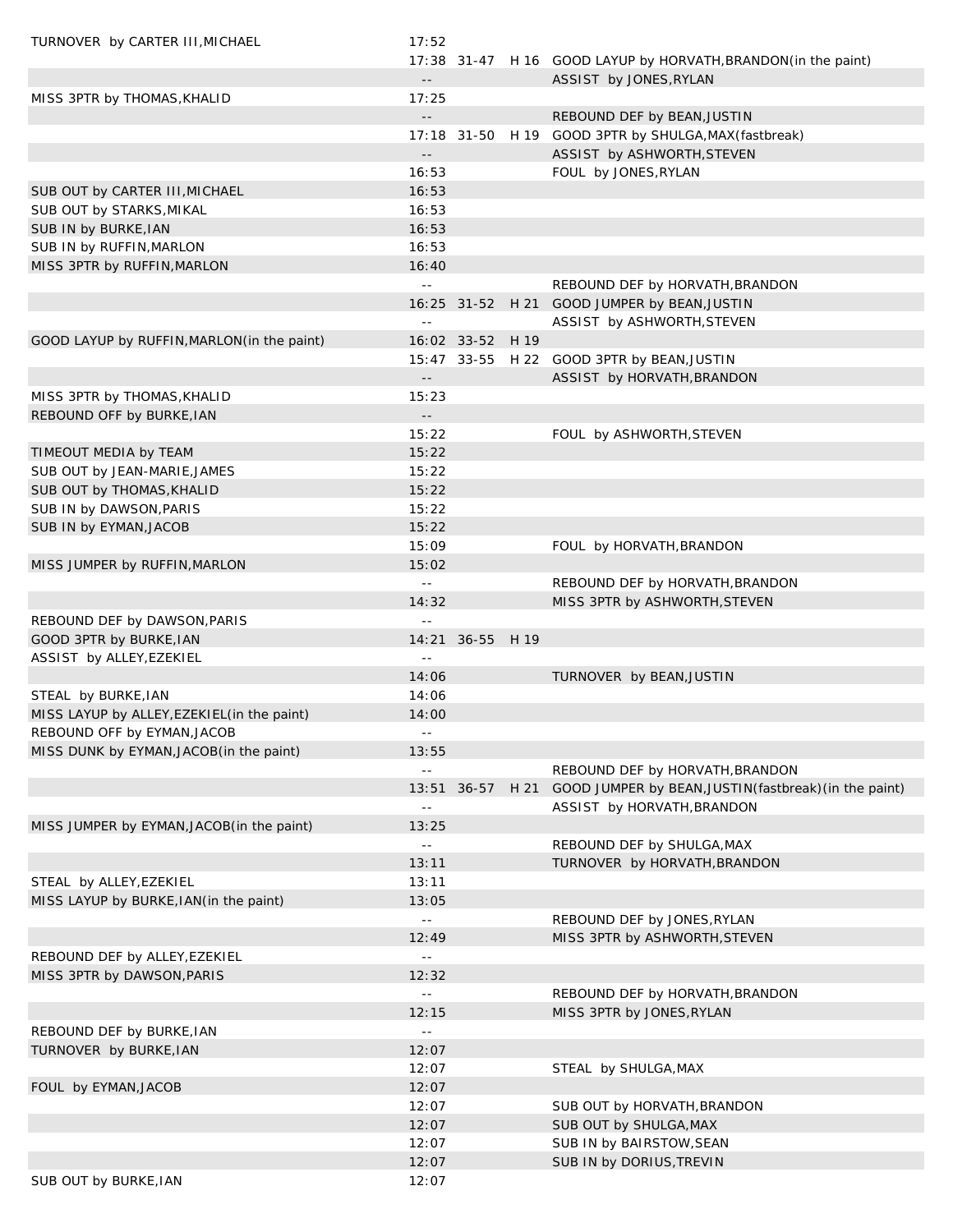| | | | | |
|---|---|---|---|---|
| TURNOVER by CARTER III,MICHAEL | 17:52 | | | |
| | 17:38 | 31-47 | H 16 | GOOD LAYUP by HORVATH,BRANDON(in the paint) |
| | -- | | | ASSIST by JONES,RYLAN |
| MISS 3PTR by THOMAS,KHALID | 17:25 | | | |
| | -- | | | REBOUND DEF by BEAN,JUSTIN |
| | 17:18 | 31-50 | H 19 | GOOD 3PTR by SHULGA,MAX(fastbreak) |
| | -- | | | ASSIST by ASHWORTH,STEVEN |
| | 16:53 | | | FOUL by JONES,RYLAN |
| SUB OUT by CARTER III,MICHAEL | 16:53 | | | |
| SUB OUT by STARKS,MIKAL | 16:53 | | | |
| SUB IN by BURKE,IAN | 16:53 | | | |
| SUB IN by RUFFIN,MARLON | 16:53 | | | |
| MISS 3PTR by RUFFIN,MARLON | 16:40 | | | |
| | -- | | | REBOUND DEF by HORVATH,BRANDON |
| | 16:25 | 31-52 | H 21 | GOOD JUMPER by BEAN,JUSTIN |
| | -- | | | ASSIST by ASHWORTH,STEVEN |
| GOOD LAYUP by RUFFIN,MARLON(in the paint) | 16:02 | 33-52 | H 19 | |
| | 15:47 | 33-55 | H 22 | GOOD 3PTR by BEAN,JUSTIN |
| | -- | | | ASSIST by HORVATH,BRANDON |
| MISS 3PTR by THOMAS,KHALID | 15:23 | | | |
| REBOUND OFF by BURKE,IAN | -- | | | |
| | 15:22 | | | FOUL by ASHWORTH,STEVEN |
| TIMEOUT MEDIA by TEAM | 15:22 | | | |
| SUB OUT by JEAN-MARIE,JAMES | 15:22 | | | |
| SUB OUT by THOMAS,KHALID | 15:22 | | | |
| SUB IN by DAWSON,PARIS | 15:22 | | | |
| SUB IN by EYMAN,JACOB | 15:22 | | | |
| | 15:09 | | | FOUL by HORVATH,BRANDON |
| MISS JUMPER by RUFFIN,MARLON | 15:02 | | | |
| | -- | | | REBOUND DEF by HORVATH,BRANDON |
| | 14:32 | | | MISS 3PTR by ASHWORTH,STEVEN |
| REBOUND DEF by DAWSON,PARIS | -- | | | |
| GOOD 3PTR by BURKE,IAN | 14:21 | 36-55 | H 19 | |
| ASSIST by ALLEY,EZEKIEL | -- | | | |
| | 14:06 | | | TURNOVER by BEAN,JUSTIN |
| STEAL by BURKE,IAN | 14:06 | | | |
| MISS LAYUP by ALLEY,EZEKIEL(in the paint) | 14:00 | | | |
| REBOUND OFF by EYMAN,JACOB | -- | | | |
| MISS DUNK by EYMAN,JACOB(in the paint) | 13:55 | | | |
| | -- | | | REBOUND DEF by HORVATH,BRANDON |
| | 13:51 | 36-57 | H 21 | GOOD JUMPER by BEAN,JUSTIN(fastbreak)(in the paint) |
| | -- | | | ASSIST by HORVATH,BRANDON |
| MISS JUMPER by EYMAN,JACOB(in the paint) | 13:25 | | | |
| | -- | | | REBOUND DEF by SHULGA,MAX |
| | 13:11 | | | TURNOVER by HORVATH,BRANDON |
| STEAL by ALLEY,EZEKIEL | 13:11 | | | |
| MISS LAYUP by BURKE,IAN(in the paint) | 13:05 | | | |
| | -- | | | REBOUND DEF by JONES,RYLAN |
| | 12:49 | | | MISS 3PTR by ASHWORTH,STEVEN |
| REBOUND DEF by ALLEY,EZEKIEL | -- | | | |
| MISS 3PTR by DAWSON,PARIS | 12:32 | | | |
| | -- | | | REBOUND DEF by HORVATH,BRANDON |
| | 12:15 | | | MISS 3PTR by JONES,RYLAN |
| REBOUND DEF by BURKE,IAN | -- | | | |
| TURNOVER by BURKE,IAN | 12:07 | | | |
| | 12:07 | | | STEAL by SHULGA,MAX |
| FOUL by EYMAN,JACOB | 12:07 | | | |
| | 12:07 | | | SUB OUT by HORVATH,BRANDON |
| | 12:07 | | | SUB OUT by SHULGA,MAX |
| | 12:07 | | | SUB IN by BAIRSTOW,SEAN |
| | 12:07 | | | SUB IN by DORIUS,TREVIN |
| SUB OUT by BURKE,IAN | 12:07 | | | |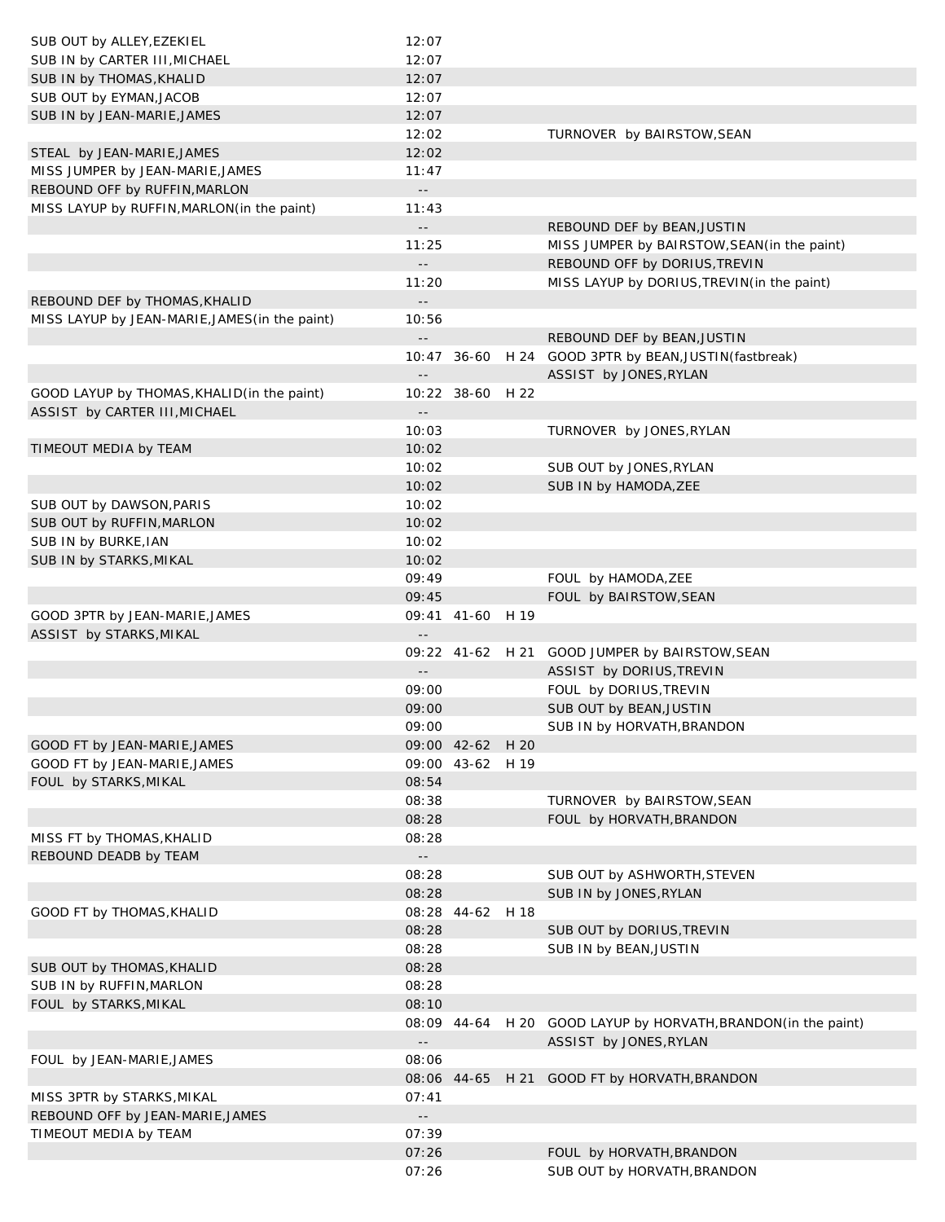| Home | Time | Score | Lead | Visitor |
|---|---|---|---|---|
| SUB OUT by ALLEY,EZEKIEL | 12:07 | | | |
| SUB IN by CARTER III,MICHAEL | 12:07 | | | |
| SUB IN by THOMAS,KHALID | 12:07 | | | |
| SUB OUT by EYMAN,JACOB | 12:07 | | | |
| SUB IN by JEAN-MARIE,JAMES | 12:07 | | | |
| | 12:02 | | | TURNOVER by BAIRSTOW,SEAN |
| STEAL by JEAN-MARIE,JAMES | 12:02 | | | |
| MISS JUMPER by JEAN-MARIE,JAMES | 11:47 | | | |
| REBOUND OFF by RUFFIN,MARLON | -- | | | |
| MISS LAYUP by RUFFIN,MARLON(in the paint) | 11:43 | | | |
| | -- | | | REBOUND DEF by BEAN,JUSTIN |
| | 11:25 | | | MISS JUMPER by BAIRSTOW,SEAN(in the paint) |
| | -- | | | REBOUND OFF by DORIUS,TREVIN |
| | 11:20 | | | MISS LAYUP by DORIUS,TREVIN(in the paint) |
| REBOUND DEF by THOMAS,KHALID | -- | | | |
| MISS LAYUP by JEAN-MARIE,JAMES(in the paint) | 10:56 | | | |
| | -- | | | REBOUND DEF by BEAN,JUSTIN |
| | 10:47 | 36-60 | H 24 | GOOD 3PTR by BEAN,JUSTIN(fastbreak) |
| | -- | | | ASSIST by JONES,RYLAN |
| GOOD LAYUP by THOMAS,KHALID(in the paint) | 10:22 | 38-60 | H 22 | |
| ASSIST by CARTER III,MICHAEL | -- | | | |
| | 10:03 | | | TURNOVER by JONES,RYLAN |
| TIMEOUT MEDIA by TEAM | 10:02 | | | |
| | 10:02 | | | SUB OUT by JONES,RYLAN |
| | 10:02 | | | SUB IN by HAMODA,ZEE |
| SUB OUT by DAWSON,PARIS | 10:02 | | | |
| SUB OUT by RUFFIN,MARLON | 10:02 | | | |
| SUB IN by BURKE,IAN | 10:02 | | | |
| SUB IN by STARKS,MIKAL | 10:02 | | | |
| | 09:49 | | | FOUL by HAMODA,ZEE |
| | 09:45 | | | FOUL by BAIRSTOW,SEAN |
| GOOD 3PTR by JEAN-MARIE,JAMES | 09:41 | 41-60 | H 19 | |
| ASSIST by STARKS,MIKAL | -- | | | |
| | 09:22 | 41-62 | H 21 | GOOD JUMPER by BAIRSTOW,SEAN |
| | -- | | | ASSIST by DORIUS,TREVIN |
| | 09:00 | | | FOUL by DORIUS,TREVIN |
| | 09:00 | | | SUB OUT by BEAN,JUSTIN |
| | 09:00 | | | SUB IN by HORVATH,BRANDON |
| GOOD FT by JEAN-MARIE,JAMES | 09:00 | 42-62 | H 20 | |
| GOOD FT by JEAN-MARIE,JAMES | 09:00 | 43-62 | H 19 | |
| FOUL by STARKS,MIKAL | 08:54 | | | |
| | 08:38 | | | TURNOVER by BAIRSTOW,SEAN |
| | 08:28 | | | FOUL by HORVATH,BRANDON |
| MISS FT by THOMAS,KHALID | 08:28 | | | |
| REBOUND DEADB by TEAM | -- | | | |
| | 08:28 | | | SUB OUT by ASHWORTH,STEVEN |
| | 08:28 | | | SUB IN by JONES,RYLAN |
| GOOD FT by THOMAS,KHALID | 08:28 | 44-62 | H 18 | |
| | 08:28 | | | SUB OUT by DORIUS,TREVIN |
| | 08:28 | | | SUB IN by BEAN,JUSTIN |
| SUB OUT by THOMAS,KHALID | 08:28 | | | |
| SUB IN by RUFFIN,MARLON | 08:28 | | | |
| FOUL by STARKS,MIKAL | 08:10 | | | |
| | 08:09 | 44-64 | H 20 | GOOD LAYUP by HORVATH,BRANDON(in the paint) |
| | -- | | | ASSIST by JONES,RYLAN |
| FOUL by JEAN-MARIE,JAMES | 08:06 | | | |
| | 08:06 | 44-65 | H 21 | GOOD FT by HORVATH,BRANDON |
| MISS 3PTR by STARKS,MIKAL | 07:41 | | | |
| REBOUND OFF by JEAN-MARIE,JAMES | -- | | | |
| TIMEOUT MEDIA by TEAM | 07:39 | | | |
| | 07:26 | | | FOUL by HORVATH,BRANDON |
| | 07:26 | | | SUB OUT by HORVATH,BRANDON |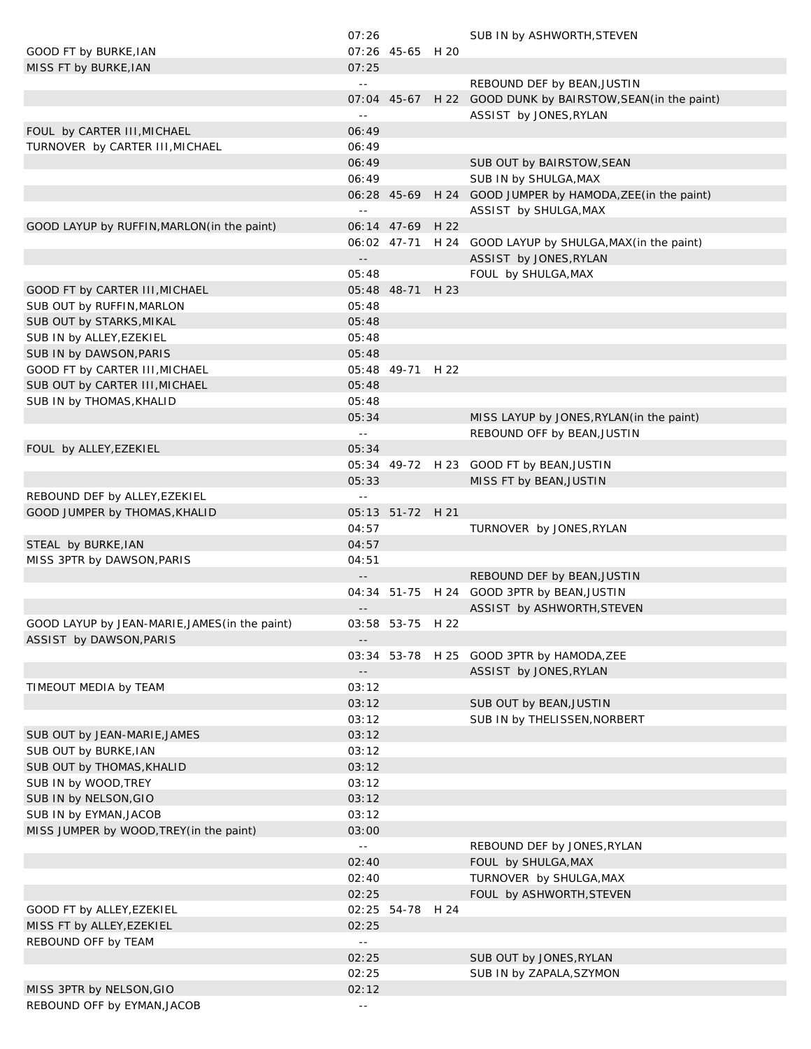| | | | | |
|---|---|---|---|---|
| | 07:26 | | | SUB IN by ASHWORTH,STEVEN |
| GOOD FT by BURKE,IAN | 07:26 | 45-65 | H 20 | |
| MISS FT by BURKE,IAN | 07:25 | | | |
| | -- | | | REBOUND DEF by BEAN,JUSTIN |
| | 07:04 | 45-67 | H 22 | GOOD DUNK by BAIRSTOW,SEAN(in the paint) |
| | -- | | | ASSIST by JONES,RYLAN |
| FOUL by CARTER III,MICHAEL | 06:49 | | | |
| TURNOVER by CARTER III,MICHAEL | 06:49 | | | |
| | 06:49 | | | SUB OUT by BAIRSTOW,SEAN |
| | 06:49 | | | SUB IN by SHULGA,MAX |
| | 06:28 | 45-69 | H 24 | GOOD JUMPER by HAMODA,ZEE(in the paint) |
| | -- | | | ASSIST by SHULGA,MAX |
| GOOD LAYUP by RUFFIN,MARLON(in the paint) | 06:14 | 47-69 | H 22 | |
| | 06:02 | 47-71 | H 24 | GOOD LAYUP by SHULGA,MAX(in the paint) |
| | -- | | | ASSIST by JONES,RYLAN |
| | 05:48 | | | FOUL by SHULGA,MAX |
| GOOD FT by CARTER III,MICHAEL | 05:48 | 48-71 | H 23 | |
| SUB OUT by RUFFIN,MARLON | 05:48 | | | |
| SUB OUT by STARKS,MIKAL | 05:48 | | | |
| SUB IN by ALLEY,EZEKIEL | 05:48 | | | |
| SUB IN by DAWSON,PARIS | 05:48 | | | |
| GOOD FT by CARTER III,MICHAEL | 05:48 | 49-71 | H 22 | |
| SUB OUT by CARTER III,MICHAEL | 05:48 | | | |
| SUB IN by THOMAS,KHALID | 05:48 | | | |
| | 05:34 | | | MISS LAYUP by JONES,RYLAN(in the paint) |
| | -- | | | REBOUND OFF by BEAN,JUSTIN |
| FOUL by ALLEY,EZEKIEL | 05:34 | | | |
| | 05:34 | 49-72 | H 23 | GOOD FT by BEAN,JUSTIN |
| | 05:33 | | | MISS FT by BEAN,JUSTIN |
| REBOUND DEF by ALLEY,EZEKIEL | -- | | | |
| GOOD JUMPER by THOMAS,KHALID | 05:13 | 51-72 | H 21 | |
| | 04:57 | | | TURNOVER by JONES,RYLAN |
| STEAL by BURKE,IAN | 04:57 | | | |
| MISS 3PTR by DAWSON,PARIS | 04:51 | | | |
| | -- | | | REBOUND DEF by BEAN,JUSTIN |
| | 04:34 | 51-75 | H 24 | GOOD 3PTR by BEAN,JUSTIN |
| | -- | | | ASSIST by ASHWORTH,STEVEN |
| GOOD LAYUP by JEAN-MARIE,JAMES(in the paint) | 03:58 | 53-75 | H 22 | |
| ASSIST by DAWSON,PARIS | -- | | | |
| | 03:34 | 53-78 | H 25 | GOOD 3PTR by HAMODA,ZEE |
| | -- | | | ASSIST by JONES,RYLAN |
| TIMEOUT MEDIA by TEAM | 03:12 | | | |
| | 03:12 | | | SUB OUT by BEAN,JUSTIN |
| | 03:12 | | | SUB IN by THELISSEN,NORBERT |
| SUB OUT by JEAN-MARIE,JAMES | 03:12 | | | |
| SUB OUT by BURKE,IAN | 03:12 | | | |
| SUB OUT by THOMAS,KHALID | 03:12 | | | |
| SUB IN by WOOD,TREY | 03:12 | | | |
| SUB IN by NELSON,GIO | 03:12 | | | |
| SUB IN by EYMAN,JACOB | 03:12 | | | |
| MISS JUMPER by WOOD,TREY(in the paint) | 03:00 | | | |
| | -- | | | REBOUND DEF by JONES,RYLAN |
| | 02:40 | | | FOUL by SHULGA,MAX |
| | 02:40 | | | TURNOVER by SHULGA,MAX |
| | 02:25 | | | FOUL by ASHWORTH,STEVEN |
| GOOD FT by ALLEY,EZEKIEL | 02:25 | 54-78 | H 24 | |
| MISS FT by ALLEY,EZEKIEL | 02:25 | | | |
| REBOUND OFF by TEAM | -- | | | |
| | 02:25 | | | SUB OUT by JONES,RYLAN |
| | 02:25 | | | SUB IN by ZAPALA,SZYMON |
| MISS 3PTR by NELSON,GIO | 02:12 | | | |
| REBOUND OFF by EYMAN,JACOB | -- | | | |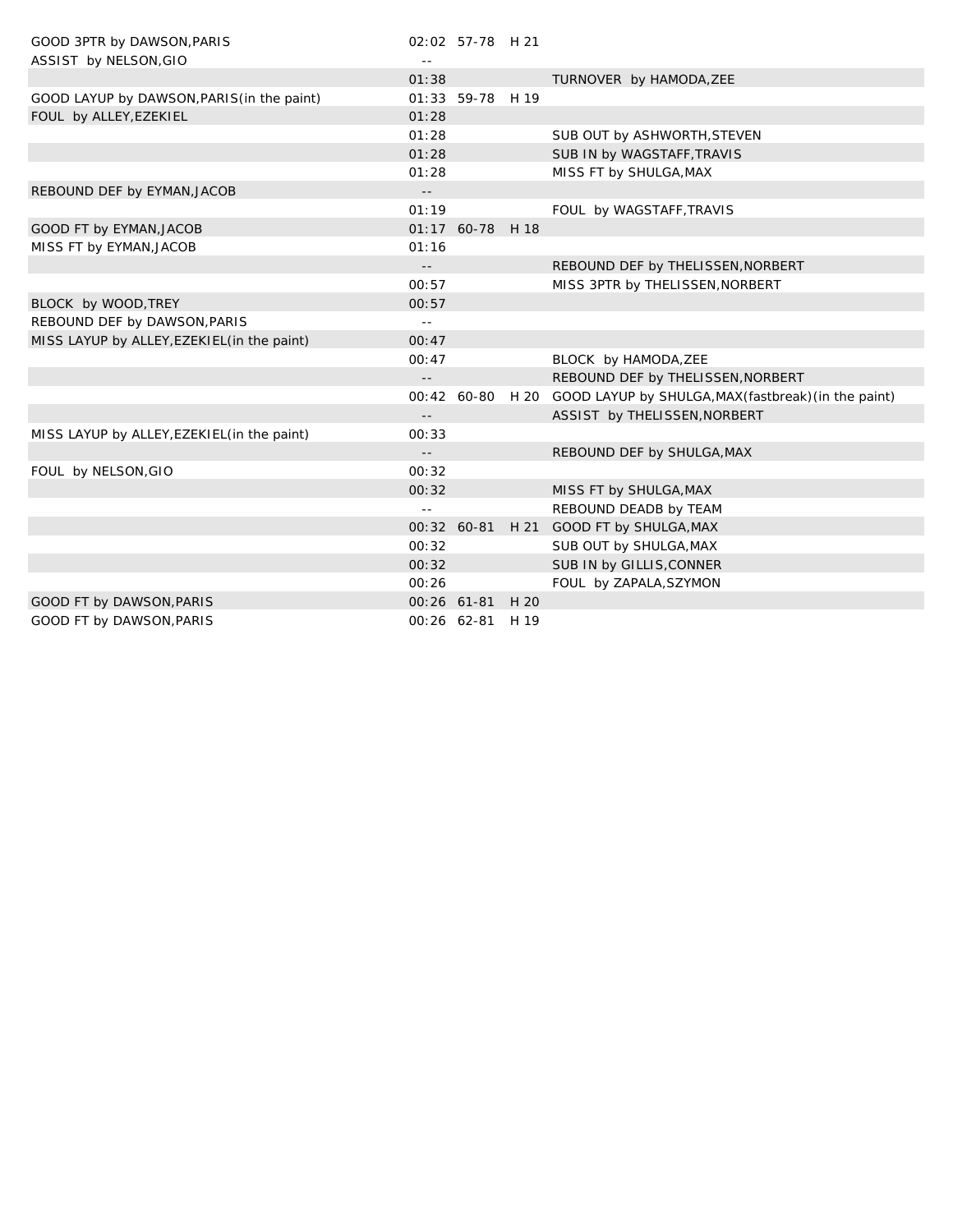| | | | | |
|---|---|---|---|---|
| GOOD 3PTR by DAWSON,PARIS | 02:02 | 57-78 | H 21 | |
| ASSIST by NELSON,GIO | -- | | | |
| | 01:38 | | | TURNOVER by HAMODA,ZEE |
| GOOD LAYUP by DAWSON,PARIS(in the paint) | 01:33 | 59-78 | H 19 | |
| FOUL by ALLEY,EZEKIEL | 01:28 | | | |
| | 01:28 | | | SUB OUT by ASHWORTH,STEVEN |
| | 01:28 | | | SUB IN by WAGSTAFF,TRAVIS |
| | 01:28 | | | MISS FT by SHULGA,MAX |
| REBOUND DEF by EYMAN,JACOB | -- | | | |
| | 01:19 | | | FOUL by WAGSTAFF,TRAVIS |
| GOOD FT by EYMAN,JACOB | 01:17 | 60-78 | H 18 | |
| MISS FT by EYMAN,JACOB | 01:16 | | | |
| | -- | | | REBOUND DEF by THELISSEN,NORBERT |
| | 00:57 | | | MISS 3PTR by THELISSEN,NORBERT |
| BLOCK by WOOD,TREY | 00:57 | | | |
| REBOUND DEF by DAWSON,PARIS | -- | | | |
| MISS LAYUP by ALLEY,EZEKIEL(in the paint) | 00:47 | | | |
| | 00:47 | | | BLOCK by HAMODA,ZEE |
| | -- | | | REBOUND DEF by THELISSEN,NORBERT |
| | 00:42 | 60-80 | H 20 | GOOD LAYUP by SHULGA,MAX(fastbreak)(in the paint) |
| | -- | | | ASSIST by THELISSEN,NORBERT |
| MISS LAYUP by ALLEY,EZEKIEL(in the paint) | 00:33 | | | |
| | -- | | | REBOUND DEF by SHULGA,MAX |
| FOUL by NELSON,GIO | 00:32 | | | |
| | 00:32 | | | MISS FT by SHULGA,MAX |
| | -- | | | REBOUND DEADB by TEAM |
| | 00:32 | 60-81 | H 21 | GOOD FT by SHULGA,MAX |
| | 00:32 | | | SUB OUT by SHULGA,MAX |
| | 00:32 | | | SUB IN by GILLIS,CONNER |
| | 00:26 | | | FOUL by ZAPALA,SZYMON |
| GOOD FT by DAWSON,PARIS | 00:26 | 61-81 | H 20 | |
| GOOD FT by DAWSON,PARIS | 00:26 | 62-81 | H 19 | |